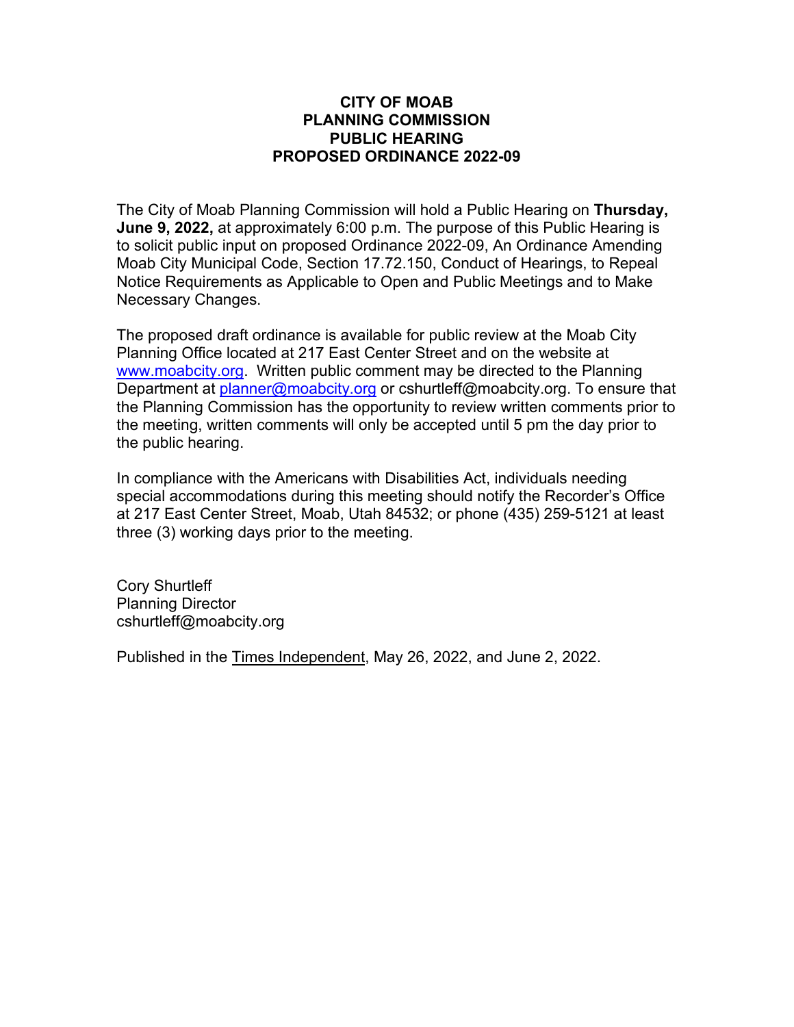# CITY OF MOAB
# PLANNING COMMISSION
# PUBLIC HEARING
# PROPOSED ORDINANCE 2022-09

The City of Moab Planning Commission will hold a Public Hearing on **Thursday, June 9, 2022,** at approximately 6:00 p.m. The purpose of this Public Hearing is to solicit public input on proposed Ordinance 2022-09, An Ordinance Amending Moab City Municipal Code, Section 17.72.150, Conduct of Hearings, to Repeal Notice Requirements as Applicable to Open and Public Meetings and to Make Necessary Changes.

The proposed draft ordinance is available for public review at the Moab City Planning Office located at 217 East Center Street and on the website at www.moabcity.org. Written public comment may be directed to the Planning Department at planner@moabcity.org or cshurtleff@moabcity.org. To ensure that the Planning Commission has the opportunity to review written comments prior to the meeting, written comments will only be accepted until 5 pm the day prior to the public hearing.

In compliance with the Americans with Disabilities Act, individuals needing special accommodations during this meeting should notify the Recorder's Office at 217 East Center Street, Moab, Utah 84532; or phone (435) 259-5121 at least three (3) working days prior to the meeting.

Cory Shurtleff
Planning Director
cshurtleff@moabcity.org

Published in the Times Independent, May 26, 2022, and June 2, 2022.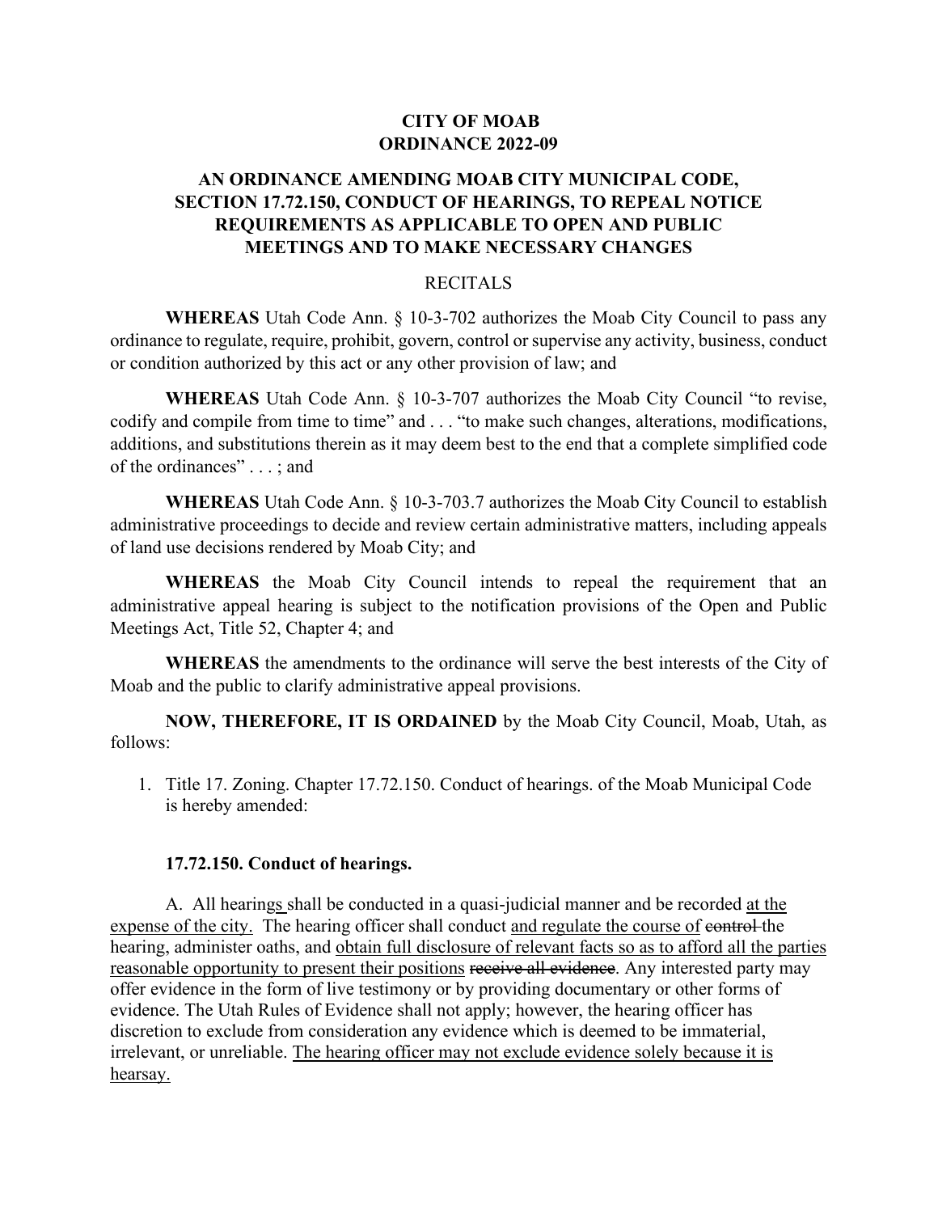**CITY OF MOAB**
**ORDINANCE 2022-09**

## AN ORDINANCE AMENDING MOAB CITY MUNICIPAL CODE, SECTION 17.72.150, CONDUCT OF HEARINGS, TO REPEAL NOTICE REQUIREMENTS AS APPLICABLE TO OPEN AND PUBLIC MEETINGS AND TO MAKE NECESSARY CHANGES

RECITALS

**WHEREAS** Utah Code Ann. § 10-3-702 authorizes the Moab City Council to pass any ordinance to regulate, require, prohibit, govern, control or supervise any activity, business, conduct or condition authorized by this act or any other provision of law; and

**WHEREAS** Utah Code Ann. § 10-3-707 authorizes the Moab City Council "to revise, codify and compile from time to time" and . . . "to make such changes, alterations, modifications, additions, and substitutions therein as it may deem best to the end that a complete simplified code of the ordinances" . . . ; and

**WHEREAS** Utah Code Ann. § 10-3-703.7 authorizes the Moab City Council to establish administrative proceedings to decide and review certain administrative matters, including appeals of land use decisions rendered by Moab City; and

**WHEREAS** the Moab City Council intends to repeal the requirement that an administrative appeal hearing is subject to the notification provisions of the Open and Public Meetings Act, Title 52, Chapter 4; and

**WHEREAS** the amendments to the ordinance will serve the best interests of the City of Moab and the public to clarify administrative appeal provisions.

**NOW, THEREFORE, IT IS ORDAINED** by the Moab City Council, Moab, Utah, as follows:

1. Title 17. Zoning. Chapter 17.72.150. Conduct of hearings. of the Moab Municipal Code is hereby amended:

**17.72.150. Conduct of hearings.**

A. All hearings shall be conducted in a quasi-judicial manner and be recorded <u>at the expense of the city.</u> The hearing officer shall conduct <u>and regulate the course of</u> ~~control~~ the hearing, administer oaths, and <u>obtain full disclosure of relevant facts so as to afford all the parties reasonable opportunity to present their positions</u> ~~receive all evidence~~. Any interested party may offer evidence in the form of live testimony or by providing documentary or other forms of evidence. The Utah Rules of Evidence shall not apply; however, the hearing officer has discretion to exclude from consideration any evidence which is deemed to be immaterial, irrelevant, or unreliable. <u>The hearing officer may not exclude evidence solely because it is hearsay.</u>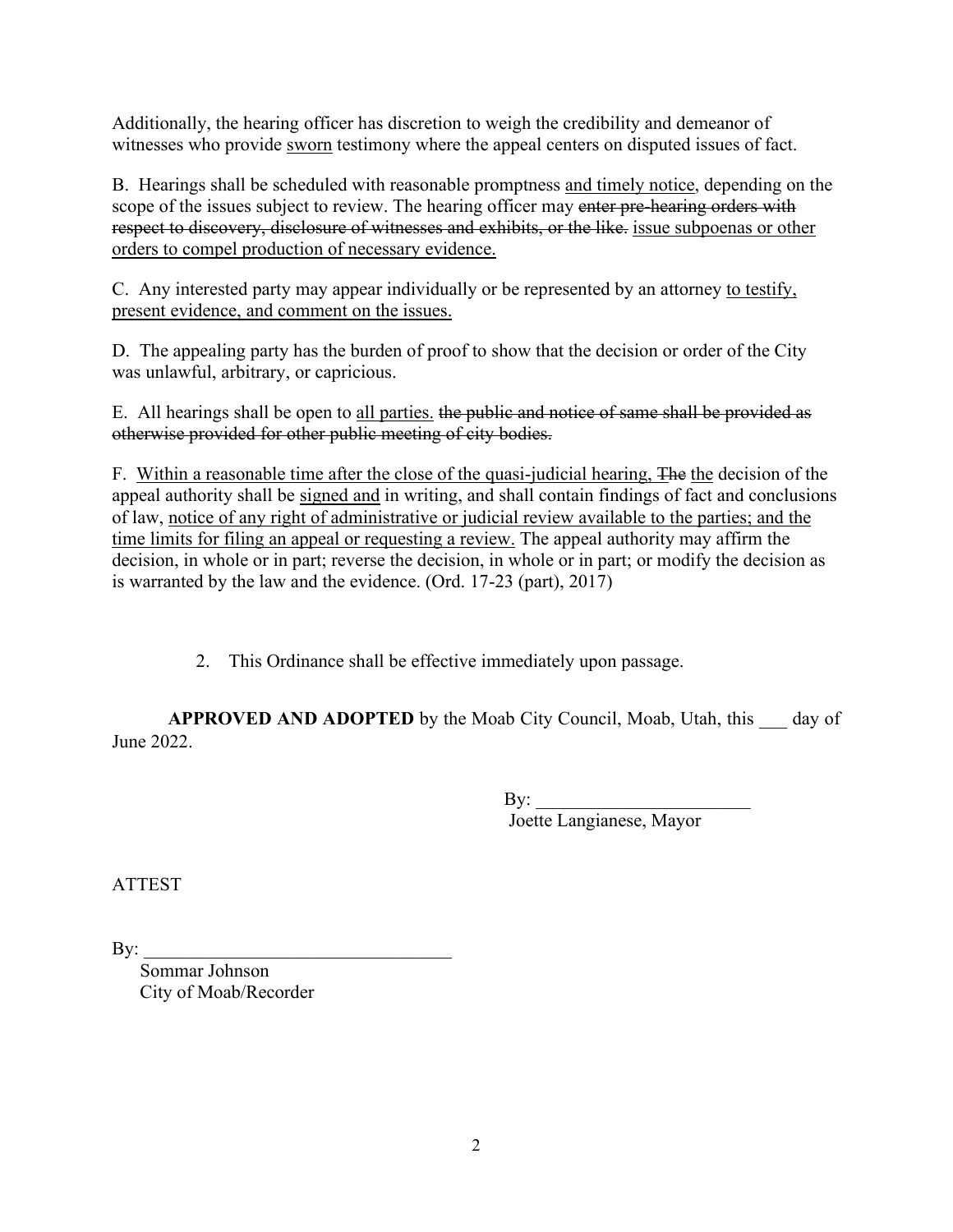Additionally, the hearing officer has discretion to weigh the credibility and demeanor of witnesses who provide <u>sworn</u> testimony where the appeal centers on disputed issues of fact.

B. Hearings shall be scheduled with reasonable promptness <u>and timely notice</u>, depending on the scope of the issues subject to review. The hearing officer may ~~enter pre-hearing orders with respect to discovery, disclosure of witnesses and exhibits, or the like.~~ <u>issue subpoenas or other orders to compel production of necessary evidence.</u>

C. Any interested party may appear individually or be represented by an attorney <u>to testify, present evidence, and comment on the issues.</u>

D. The appealing party has the burden of proof to show that the decision or order of the City was unlawful, arbitrary, or capricious.

E. All hearings shall be open to <u>all parties.</u> ~~the public and notice of same shall be provided as otherwise provided for other public meeting of city bodies.~~

F. <u>Within a reasonable time after the close of the quasi-judicial hearing,</u> ~~The~~ <u>the</u> decision of the appeal authority shall be <u>signed and</u> in writing, and shall contain findings of fact and conclusions of law, <u>notice of any right of administrative or judicial review available to the parties; and the time limits for filing an appeal or requesting a review.</u> The appeal authority may affirm the decision, in whole or in part; reverse the decision, in whole or in part; or modify the decision as is warranted by the law and the evidence. (Ord. 17-23 (part), 2017)

2. This Ordinance shall be effective immediately upon passage.

**APPROVED AND ADOPTED** by the Moab City Council, Moab, Utah, this ___ day of June 2022.

By: ______________________
Joette Langianese, Mayor

ATTEST

By: ________________________________
Sommar Johnson
City of Moab/Recorder